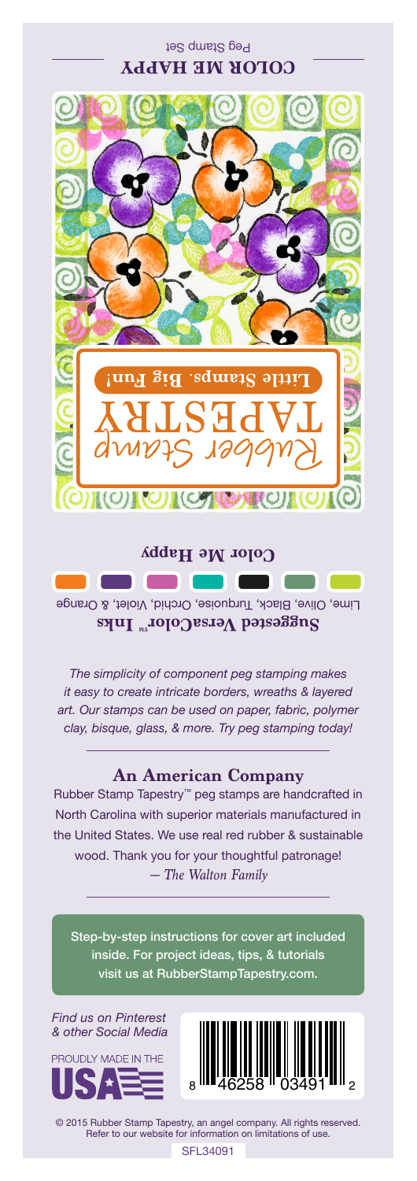**COLOR ME HAPPY**

Peg Stamp Set

Rubber Stamp TAPESTRY

**Little Stamps. Big Fun!**

**Color Me Happy**

**Suggested VersaColor™ Inks**

Lime, Olive, Black, Turquoise, Orchid, Violet, & Orange

*The simplicity of component peg stamping makes it easy to create intricate borders, wreaths & layered art. Our stamps can be used on paper, fabric, polymer clay, bisque, glass, & more. Try peg stamping today!*

## An American Company

Rubber Stamp Tapestry™ peg stamps are handcrafted in North Carolina with superior materials manufactured in the United States. We use real red rubber & sustainable wood. Thank you for your thoughtful patronage!
*— The Walton Family*

Step-by-step instructions for cover art included inside. For project ideas, tips, & tutorials visit us at RubberStampTapestry.com.

*Find us on Pinterest & other Social Media*

PROUDLY MADE IN THE USA

8 46258 03491 2

© 2015 Rubber Stamp Tapestry, an angel company. All rights reserved. Refer to our website for information on limitations of use.

SFL34091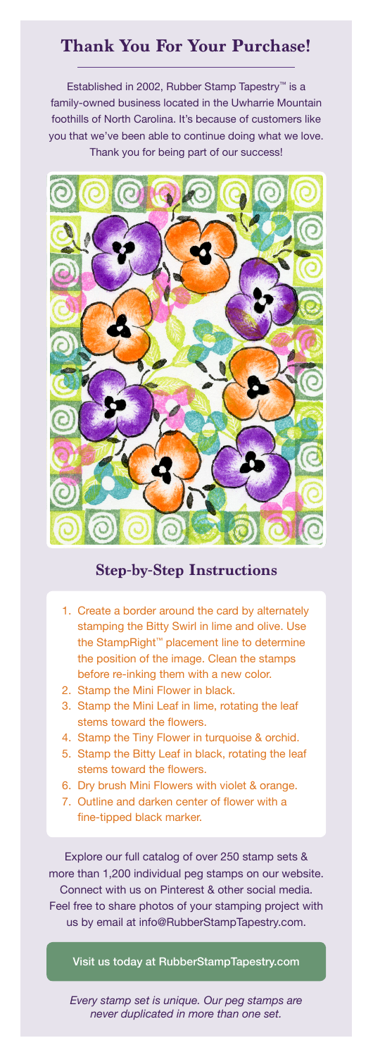## Thank You For Your Purchase!

Established in 2002, Rubber Stamp Tapestry™ is a family-owned business located in the Uwharrie Mountain foothills of North Carolina. It's because of customers like you that we've been able to continue doing what we love. Thank you for being part of our success!

## Step-by-Step Instructions

1. Create a border around the card by alternately stamping the Bitty Swirl in lime and olive. Use the StampRight™ placement line to determine the position of the image. Clean the stamps before re-inking them with a new color.
2. Stamp the Mini Flower in black.
3. Stamp the Mini Leaf in lime, rotating the leaf stems toward the flowers.
4. Stamp the Tiny Flower in turquoise & orchid.
5. Stamp the Bitty Leaf in black, rotating the leaf stems toward the flowers.
6. Dry brush Mini Flowers with violet & orange.
7. Outline and darken center of flower with a fine-tipped black marker.

Explore our full catalog of over 250 stamp sets & more than 1,200 individual peg stamps on our website. Connect with us on Pinterest & other social media. Feel free to share photos of your stamping project with us by email at info@RubberStampTapestry.com.

Visit us today at RubberStampTapestry.com

*Every stamp set is unique. Our peg stamps are never duplicated in more than one set.*